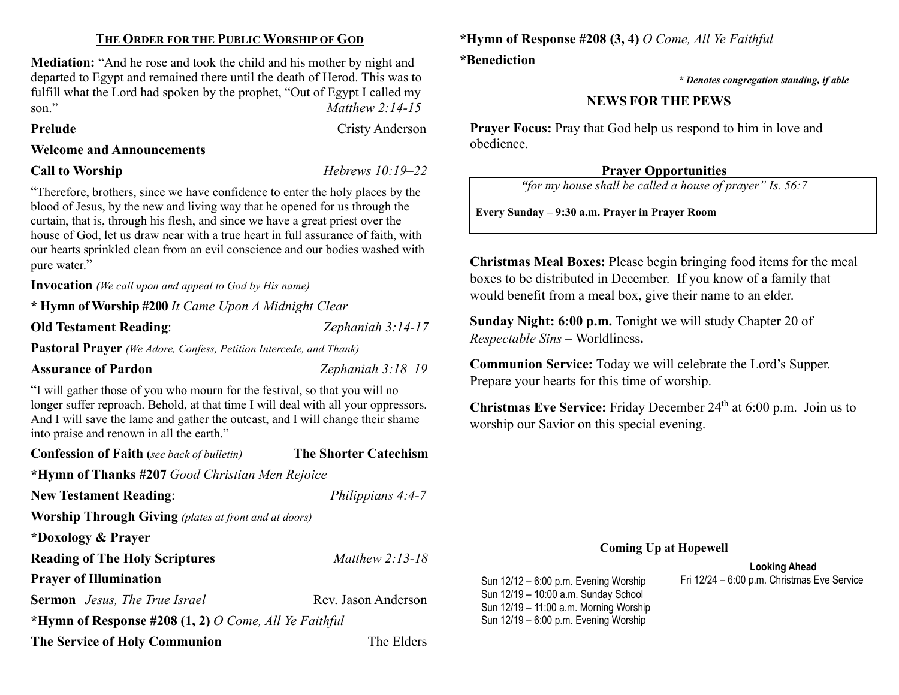## The Order for the Public Worship of God

**Mediation:** "And he rose and took the child and his mother by night and departed to Egypt and remained there until the death of Herod. This was to fulfill what the Lord had spoken by the prophet, "Out of Egypt I called my son." *Matthew 2:14-15*

**Prelude** — Cristy Anderson

**Welcome and Announcements**

**Call to Worship** — *Hebrews 10:19–22*

"Therefore, brothers, since we have confidence to enter the holy places by the blood of Jesus, by the new and living way that he opened for us through the curtain, that is, through his flesh, and since we have a great priest over the house of God, let us draw near with a true heart in full assurance of faith, with our hearts sprinkled clean from an evil conscience and our bodies washed with pure water."

**Invocation** *(We call upon and appeal to God by His name)*

**\* Hymn of Worship #200** *It Came Upon A Midnight Clear*

**Old Testament Reading**: *Zephaniah 3:14-17*

**Pastoral Prayer** *(We Adore, Confess, Petition Intercede, and Thank)*

**Assurance of Pardon** — *Zephaniah 3:18–19*

"I will gather those of you who mourn for the festival, so that you will no longer suffer reproach. Behold, at that time I will deal with all your oppressors. And I will save the lame and gather the outcast, and I will change their shame into praise and renown in all the earth."

**Confession of Faith** *(see back of bulletin)* — **The Shorter Catechism**

**\*Hymn of Thanks #207** *Good Christian Men Rejoice*

**New Testament Reading**: *Philippians 4:4-7*

**Worship Through Giving** *(plates at front and at doors)*

**\*Doxology & Prayer**

**Reading of The Holy Scriptures** — *Matthew 2:13-18*

**Prayer of Illumination**

**Sermon** *Jesus, The True Israel* — Rev. Jason Anderson

**\*Hymn of Response #208 (1, 2)** *O Come, All Ye Faithful*

**The Service of Holy Communion** — The Elders

**\*Hymn of Response #208 (3, 4)** *O Come, All Ye Faithful*

**\*Benediction**

***\* Denotes congregation standing, if able***

## NEWS FOR THE PEWS

**Prayer Focus:** Pray that God help us respond to him in love and obedience.

### Prayer Opportunities

*"for my house shall be called a house of prayer" Is. 56:7*

**Every Sunday – 9:30 a.m. Prayer in Prayer Room**

**Christmas Meal Boxes:** Please begin bringing food items for the meal boxes to be distributed in December. If you know of a family that would benefit from a meal box, give their name to an elder.

**Sunday Night: 6:00 p.m.** Tonight we will study Chapter 20 of *Respectable Sins* – Worldliness**.**

**Communion Service:** Today we will celebrate the Lord's Supper. Prepare your hearts for this time of worship.

**Christmas Eve Service:** Friday December 24th at 6:00 p.m. Join us to worship our Savior on this special evening.

### Coming Up at Hopewell

Sun 12/12 – 6:00 p.m. Evening Worship
Sun 12/19 – 10:00 a.m. Sunday School
Sun 12/19 – 11:00 a.m. Morning Worship
Sun 12/19 – 6:00 p.m. Evening Worship

**Looking Ahead**

Fri 12/24 – 6:00 p.m. Christmas Eve Service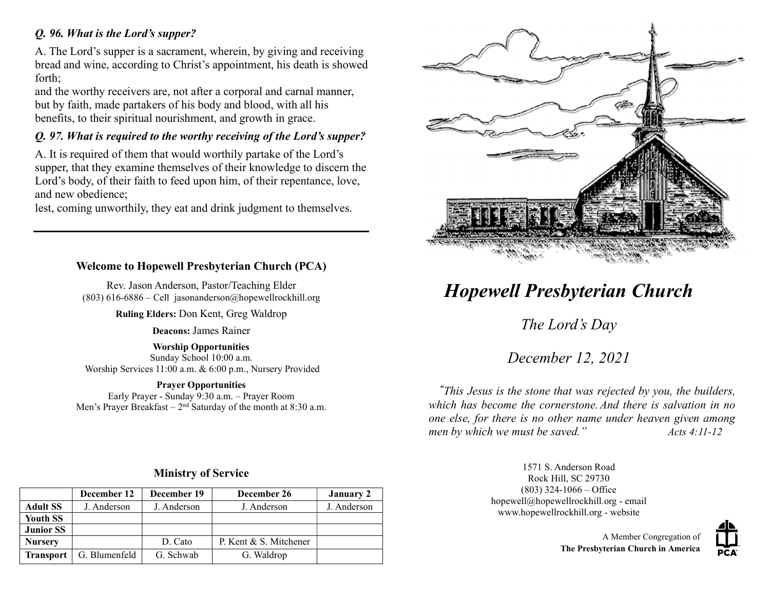### *Q. 96. What is the Lord's supper?*

A. The Lord's supper is a sacrament, wherein, by giving and receiving bread and wine, according to Christ's appointment, his death is showed forth;

and the worthy receivers are, not after a corporal and carnal manner, but by faith, made partakers of his body and blood, with all his benefits, to their spiritual nourishment, and growth in grace.

### *Q. 97. What is required to the worthy receiving of the Lord's supper?*

A. It is required of them that would worthily partake of the Lord's supper, that they examine themselves of their knowledge to discern the Lord's body, of their faith to feed upon him, of their repentance, love, and new obedience;

lest, coming unworthily, they eat and drink judgment to themselves.

---

**Welcome to Hopewell Presbyterian Church (PCA)**

Rev. Jason Anderson, Pastor/Teaching Elder
(803) 616-6886 – Cell jasonanderson@hopewellrockhill.org

**Ruling Elders:** Don Kent, Greg Waldrop

**Deacons:** James Rainer

**Worship Opportunities**
Sunday School 10:00 a.m.
Worship Services 11:00 a.m. & 6:00 p.m., Nursery Provided

**Prayer Opportunities**
Early Prayer - Sunday 9:30 a.m. – Prayer Room
Men's Prayer Breakfast – 2nd Saturday of the month at 8:30 a.m.

**Ministry of Service**

| | December 12 | December 19 | December 26 | January 2 |
|---|---|---|---|---|
| **Adult SS** | J. Anderson | J. Anderson | J. Anderson | J. Anderson |
| **Youth SS** | | | | |
| **Junior SS** | | | | |
| **Nursery** | | D. Cato | P. Kent & S. Mitchener | |
| **Transport** | G. Blumenfeld | G. Schwab | G. Waldrop | |

# *Hopewell Presbyterian Church*

*The Lord's Day*

*December 12, 2021*

*"This Jesus is the stone that was rejected by you, the builders, which has become the cornerstone. And there is salvation in no one else, for there is no other name under heaven given among men by which we must be saved."* *Acts 4:11-12*

1571 S. Anderson Road
Rock Hill, SC 29730
(803) 324-1066 – Office
hopewell@hopewellrockhill.org - email
www.hopewellrockhill.org - website

A Member Congregation of
**The Presbyterian Church in America**